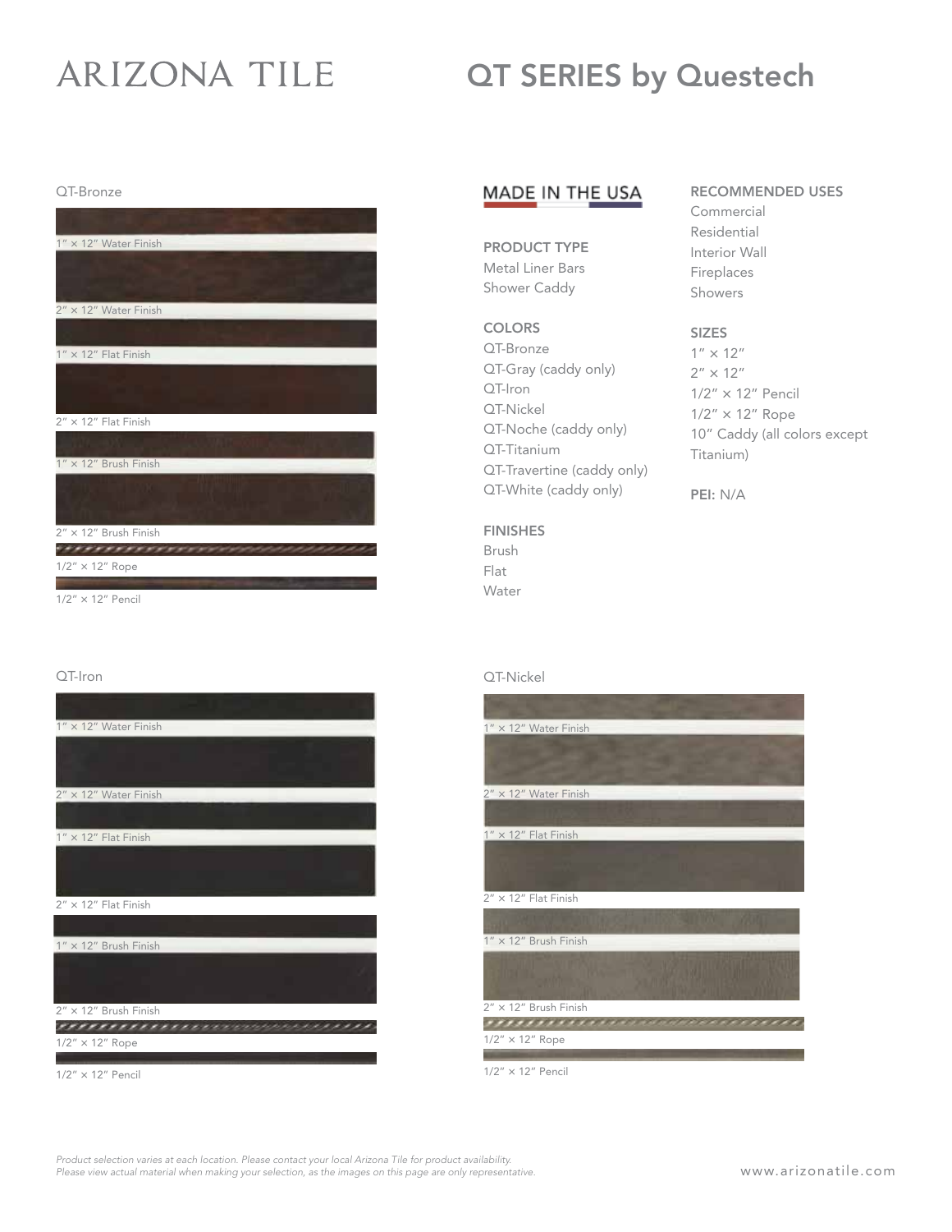# ARIZONA TILE

# QT SERIES by Questech

## QT-Bronze

1″ × 12″ Water Finish

2″ × 12″ Water Finish

1″ × 12″ Flat Finish

2″ × 12″ Flat Finish

1″ × 12″ Brush Finish

2″ × 12″ Brush Finish

1/2″ × 12″ Rope

1/2″ × 12″ Pencil

MADE IN THE USA

**PRODUCT TYPE**
Metal Liner Bars
Shower Caddy

**COLORS**
QT-Bronze
QT-Gray (caddy only)
QT-Iron
QT-Nickel
QT-Noche (caddy only)
QT-Titanium
QT-Travertine (caddy only)
QT-White (caddy only)

**FINISHES**
Brush
Flat
Water

**RECOMMENDED USES**
Commercial
Residential
Interior Wall
Fireplaces
Showers

**SIZES**
1″ × 12″
2″ × 12″
1/2″ × 12″ Pencil
1/2″ × 12″ Rope
10″ Caddy (all colors except Titanium)

**PEI:** N/A

## QT-Iron

1″ × 12″ Water Finish

2″ × 12″ Water Finish

1″ × 12″ Flat Finish

2″ × 12″ Flat Finish

1″ × 12″ Brush Finish

2″ × 12″ Brush Finish

1/2″ × 12″ Rope

1/2″ × 12″ Pencil

## QT-Nickel

1″ × 12″ Water Finish

2″ × 12″ Water Finish

1″ × 12″ Flat Finish

2″ × 12″ Flat Finish

1″ × 12″ Brush Finish

2″ × 12″ Brush Finish

1/2″ × 12″ Rope

1/2″ × 12″ Pencil

*Product selection varies at each location. Please contact your local Arizona Tile for product availability.*
*Please view actual material when making your selection, as the images on this page are only representative.*

www.arizonatile.com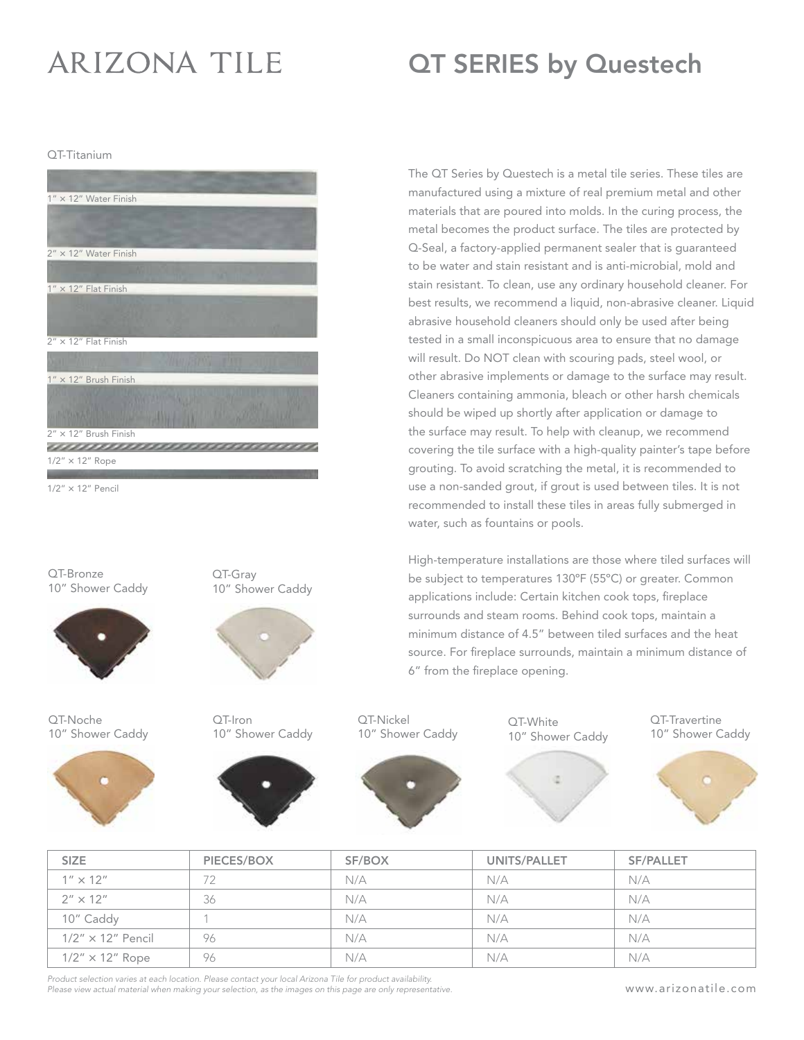# ARIZONA TILE

# QT SERIES by Questech

QT-Titanium

1″ × 12″ Water Finish

2″ × 12″ Water Finish

1″ × 12″ Flat Finish

2″ × 12″ Flat Finish

1″ × 12″ Brush Finish

2″ × 12″ Brush Finish

1/2″ × 12″ Rope

1/2″ × 12″ Pencil

The QT Series by Questech is a metal tile series. These tiles are manufactured using a mixture of real premium metal and other materials that are poured into molds. In the curing process, the metal becomes the product surface. The tiles are protected by Q-Seal, a factory-applied permanent sealer that is guaranteed to be water and stain resistant and is anti-microbial, mold and stain resistant. To clean, use any ordinary household cleaner. For best results, we recommend a liquid, non-abrasive cleaner. Liquid abrasive household cleaners should only be used after being tested in a small inconspicuous area to ensure that no damage will result. Do NOT clean with scouring pads, steel wool, or other abrasive implements or damage to the surface may result. Cleaners containing ammonia, bleach or other harsh chemicals should be wiped up shortly after application or damage to the surface may result. To help with cleanup, we recommend covering the tile surface with a high-quality painter's tape before grouting. To avoid scratching the metal, it is recommended to use a non-sanded grout, if grout is used between tiles. It is not recommended to install these tiles in areas fully submerged in water, such as fountains or pools.

High-temperature installations are those where tiled surfaces will be subject to temperatures 130°F (55°C) or greater. Common applications include: Certain kitchen cook tops, fireplace surrounds and steam rooms. Behind cook tops, maintain a minimum distance of 4.5″ between tiled surfaces and the heat source. For fireplace surrounds, maintain a minimum distance of 6″ from the fireplace opening.

QT-Bronze
10″ Shower Caddy

QT-Gray
10″ Shower Caddy

QT-Noche
10″ Shower Caddy

QT-Iron
10″ Shower Caddy

QT-Nickel
10″ Shower Caddy

QT-White
10″ Shower Caddy

QT-Travertine
10″ Shower Caddy

| SIZE | PIECES/BOX | SF/BOX | UNITS/PALLET | SF/PALLET |
|---|---|---|---|---|
| 1″ × 12″ | 72 | N/A | N/A | N/A |
| 2″ × 12″ | 36 | N/A | N/A | N/A |
| 10″ Caddy | 1 | N/A | N/A | N/A |
| 1/2″ × 12″ Pencil | 96 | N/A | N/A | N/A |
| 1/2″ × 12″ Rope | 96 | N/A | N/A | N/A |

*Product selection varies at each location. Please contact your local Arizona Tile for product availability.*
*Please view actual material when making your selection, as the images on this page are only representative.*

www.arizonatile.com